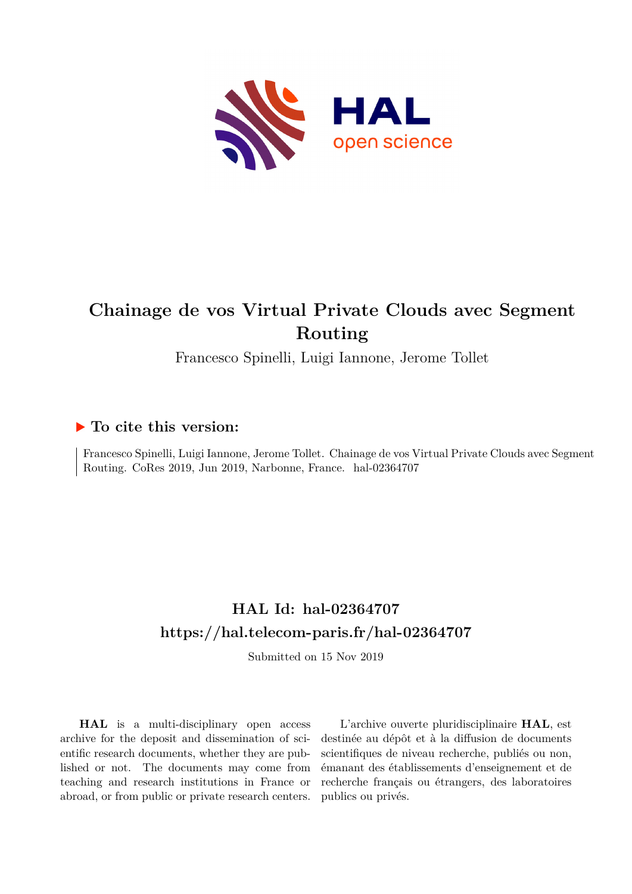# Chainage de vos Virtual Private Clouds avec Segment Routing

Francesco Spinelli, Luigi Iannone, Jerome Tollet

## ▶ To cite this version:

Francesco Spinelli, Luigi Iannone, Jerome Tollet. Chainage de vos Virtual Private Clouds avec Segment Routing. CoRes 2019, Jun 2019, Narbonne, France. hal-02364707

## HAL Id: hal-02364707
## https://hal.telecom-paris.fr/hal-02364707

Submitted on 15 Nov 2019

**HAL** is a multi-disciplinary open access archive for the deposit and dissemination of scientific research documents, whether they are published or not. The documents may come from teaching and research institutions in France or abroad, or from public or private research centers.

L'archive ouverte pluridisciplinaire **HAL**, est destinée au dépôt et à la diffusion de documents scientifiques de niveau recherche, publiés ou non, émanant des établissements d'enseignement et de recherche français ou étrangers, des laboratoires publics ou privés.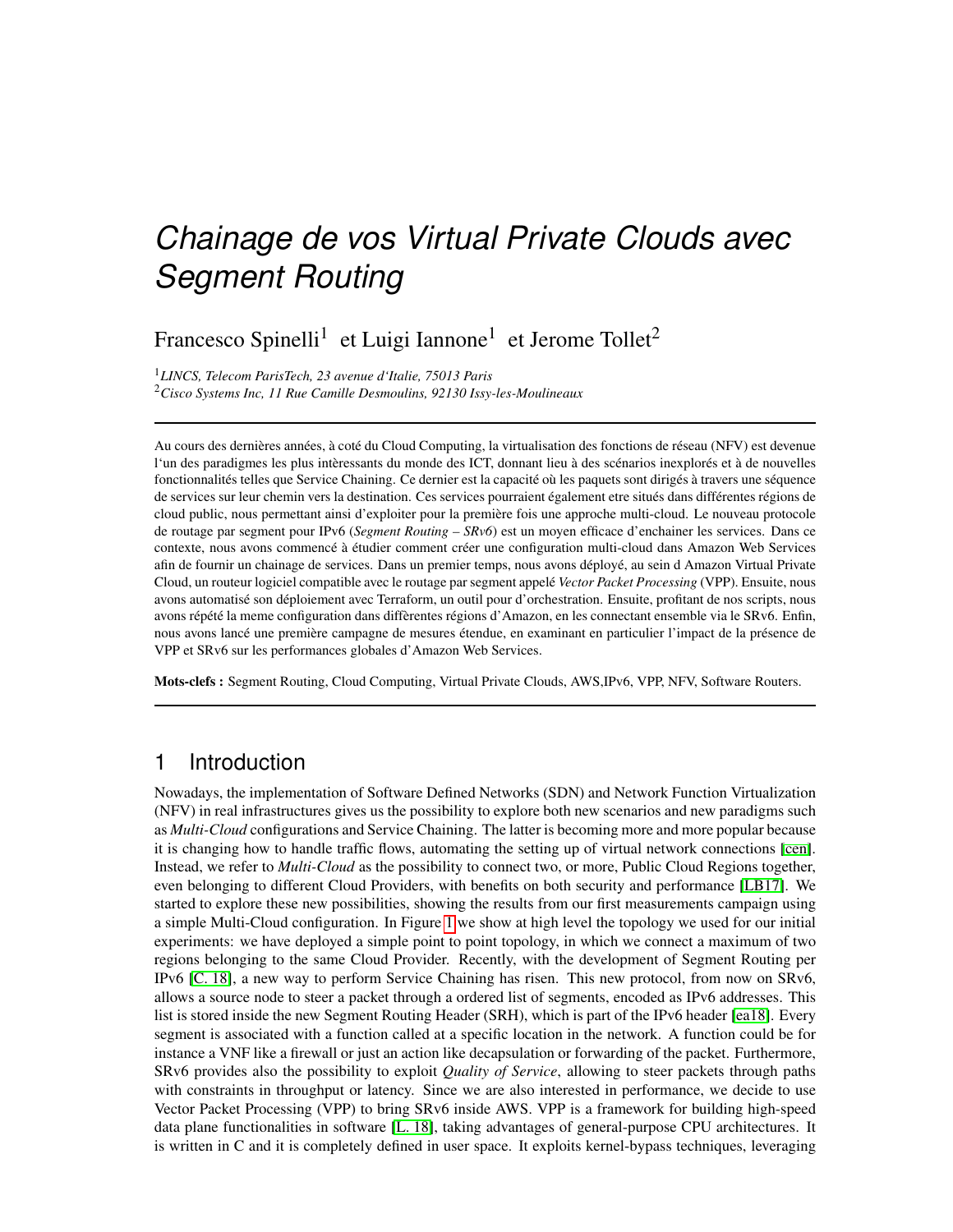# Chainage de vos Virtual Private Clouds avec Segment Routing

Francesco Spinelli[1] et Luigi Iannone[1] et Jerome Tollet[2]

[1] *LINCS, Telecom ParisTech, 23 avenue d'Italie, 75013 Paris*
[2] *Cisco Systems Inc, 11 Rue Camille Desmoulins, 92130 Issy-les-Moulineaux*

---

Au cours des dernières années, à coté du Cloud Computing, la virtualisation des fonctions de réseau (NFV) est devenue l'un des paradigmes les plus intèressants du monde des ICT, donnant lieu à des scénarios inexplorés et à de nouvelles fonctionnalités telles que Service Chaining. Ce dernier est la capacité où les paquets sont dirigés à travers une séquence de services sur leur chemin vers la destination. Ces services pourraient également etre situés dans différentes régions de cloud public, nous permettant ainsi d'exploiter pour la première fois une approche multi-cloud. Le nouveau protocole de routage par segment pour IPv6 (*Segment Routing – SRv6*) est un moyen efficace d'enchainer les services. Dans ce contexte, nous avons commencé à étudier comment créer une configuration multi-cloud dans Amazon Web Services afin de fournir un chainage de services. Dans un premier temps, nous avons déployé, au sein d Amazon Virtual Private Cloud, un routeur logiciel compatible avec le routage par segment appelé *Vector Packet Processing* (VPP). Ensuite, nous avons automatisé son déploiement avec Terraform, un outil pour d'orchestration. Ensuite, profitant de nos scripts, nous avons répété la meme configuration dans diffèrentes régions d'Amazon, en les connectant ensemble via le SRv6. Enfin, nous avons lancé une première campagne de mesures étendue, en examinant en particulier l'impact de la présence de VPP et SRv6 sur les performances globales d'Amazon Web Services.

**Mots-clefs :** Segment Routing, Cloud Computing, Virtual Private Clouds, AWS,IPv6, VPP, NFV, Software Routers.

---

## 1 Introduction

Nowadays, the implementation of Software Defined Networks (SDN) and Network Function Virtualization (NFV) in real infrastructures gives us the possibility to explore both new scenarios and new paradigms such as *Multi-Cloud* configurations and Service Chaining. The latter is becoming more and more popular because it is changing how to handle traffic flows, automating the setting up of virtual network connections [cen]. Instead, we refer to *Multi-Cloud* as the possibility to connect two, or more, Public Cloud Regions together, even belonging to different Cloud Providers, with benefits on both security and performance [LB17]. We started to explore these new possibilities, showing the results from our first measurements campaign using a simple Multi-Cloud configuration. In Figure 1 we show at high level the topology we used for our initial experiments: we have deployed a simple point to point topology, in which we connect a maximum of two regions belonging to the same Cloud Provider. Recently, with the development of Segment Routing per IPv6 [C. 18], a new way to perform Service Chaining has risen. This new protocol, from now on SRv6, allows a source node to steer a packet through a ordered list of segments, encoded as IPv6 addresses. This list is stored inside the new Segment Routing Header (SRH), which is part of the IPv6 header [ea18]. Every segment is associated with a function called at a specific location in the network. A function could be for instance a VNF like a firewall or just an action like decapsulation or forwarding of the packet. Furthermore, SRv6 provides also the possibility to exploit *Quality of Service*, allowing to steer packets through paths with constraints in throughput or latency. Since we are also interested in performance, we decide to use Vector Packet Processing (VPP) to bring SRv6 inside AWS. VPP is a framework for building high-speed data plane functionalities in software [L. 18], taking advantages of general-purpose CPU architectures. It is written in C and it is completely defined in user space. It exploits kernel-bypass techniques, leveraging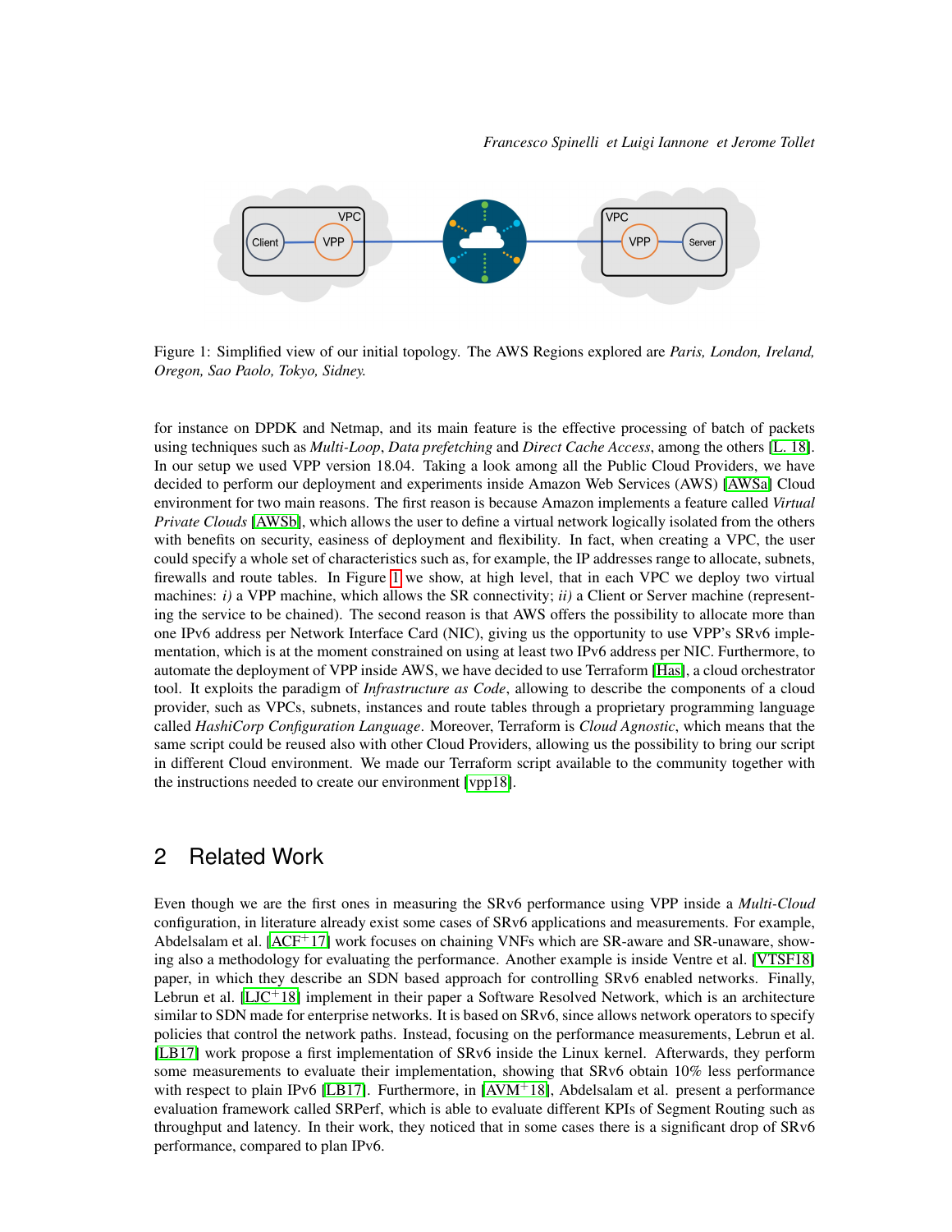Figure 1: Simplified view of our initial topology. The AWS Regions explored are *Paris, London, Ireland, Oregon, Sao Paolo, Tokyo, Sidney.*

for instance on DPDK and Netmap, and its main feature is the effective processing of batch of packets using techniques such as *Multi-Loop*, *Data prefetching* and *Direct Cache Access*, among the others [L. 18]. In our setup we used VPP version 18.04. Taking a look among all the Public Cloud Providers, we have decided to perform our deployment and experiments inside Amazon Web Services (AWS) [AWSa] Cloud environment for two main reasons. The first reason is because Amazon implements a feature called *Virtual Private Clouds* [AWSb], which allows the user to define a virtual network logically isolated from the others with benefits on security, easiness of deployment and flexibility. In fact, when creating a VPC, the user could specify a whole set of characteristics such as, for example, the IP addresses range to allocate, subnets, firewalls and route tables. In Figure 1 we show, at high level, that in each VPC we deploy two virtual machines: *i)* a VPP machine, which allows the SR connectivity; *ii)* a Client or Server machine (representing the service to be chained). The second reason is that AWS offers the possibility to allocate more than one IPv6 address per Network Interface Card (NIC), giving us the opportunity to use VPP's SRv6 implementation, which is at the moment constrained on using at least two IPv6 address per NIC. Furthermore, to automate the deployment of VPP inside AWS, we have decided to use Terraform [Has], a cloud orchestrator tool. It exploits the paradigm of *Infrastructure as Code*, allowing to describe the components of a cloud provider, such as VPCs, subnets, instances and route tables through a proprietary programming language called *HashiCorp Configuration Language*. Moreover, Terraform is *Cloud Agnostic*, which means that the same script could be reused also with other Cloud Providers, allowing us the possibility to bring our script in different Cloud environment. We made our Terraform script available to the community together with the instructions needed to create our environment [vpp18].

## 2 Related Work

Even though we are the first ones in measuring the SRv6 performance using VPP inside a *Multi-Cloud* configuration, in literature already exist some cases of SRv6 applications and measurements. For example, Abdelsalam et al. [ACF+17] work focuses on chaining VNFs which are SR-aware and SR-unaware, showing also a methodology for evaluating the performance. Another example is inside Ventre et al. [VTSF18] paper, in which they describe an SDN based approach for controlling SRv6 enabled networks. Finally, Lebrun et al. [LJC+18] implement in their paper a Software Resolved Network, which is an architecture similar to SDN made for enterprise networks. It is based on SRv6, since allows network operators to specify policies that control the network paths. Instead, focusing on the performance measurements, Lebrun et al. [LB17] work propose a first implementation of SRv6 inside the Linux kernel. Afterwards, they perform some measurements to evaluate their implementation, showing that SRv6 obtain 10% less performance with respect to plain IPv6 [LB17]. Furthermore, in [AVM+18], Abdelsalam et al. present a performance evaluation framework called SRPerf, which is able to evaluate different KPIs of Segment Routing such as throughput and latency. In their work, they noticed that in some cases there is a significant drop of SRv6 performance, compared to plan IPv6.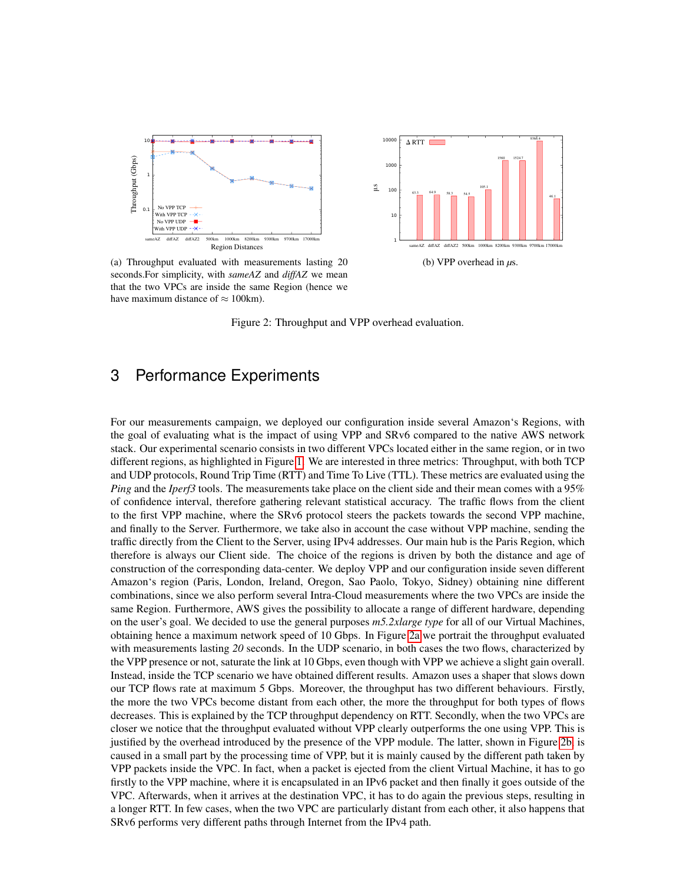(a) Throughput evaluated with measurements lasting 20 seconds.For simplicity, with *sameAZ* and *diffAZ* we mean that the two VPCs are inside the same Region (hence we have maximum distance of ≈ 100km).

(b) VPP overhead in $\mu$s.

Figure 2: Throughput and VPP overhead evaluation.

# 3 Performance Experiments

For our measurements campaign, we deployed our configuration inside several Amazon's Regions, with the goal of evaluating what is the impact of using VPP and SRv6 compared to the native AWS network stack. Our experimental scenario consists in two different VPCs located either in the same region, or in two different regions, as highlighted in Figure 1. We are interested in three metrics: Throughput, with both TCP and UDP protocols, Round Trip Time (RTT) and Time To Live (TTL). These metrics are evaluated using the *Ping* and the *Iperf3* tools. The measurements take place on the client side and their mean comes with a 95% of confidence interval, therefore gathering relevant statistical accuracy. The traffic flows from the client to the first VPP machine, where the SRv6 protocol steers the packets towards the second VPP machine, and finally to the Server. Furthermore, we take also in account the case without VPP machine, sending the traffic directly from the Client to the Server, using IPv4 addresses. Our main hub is the Paris Region, which therefore is always our Client side. The choice of the regions is driven by both the distance and age of construction of the corresponding data-center. We deploy VPP and our configuration inside seven different Amazon's region (Paris, London, Ireland, Oregon, Sao Paolo, Tokyo, Sidney) obtaining nine different combinations, since we also perform several Intra-Cloud measurements where the two VPCs are inside the same Region. Furthermore, AWS gives the possibility to allocate a range of different hardware, depending on the user's goal. We decided to use the general purposes *m5.2xlarge type* for all of our Virtual Machines, obtaining hence a maximum network speed of 10 Gbps. In Figure 2a we portrait the throughput evaluated with measurements lasting *20* seconds. In the UDP scenario, in both cases the two flows, characterized by the VPP presence or not, saturate the link at 10 Gbps, even though with VPP we achieve a slight gain overall. Instead, inside the TCP scenario we have obtained different results. Amazon uses a shaper that slows down our TCP flows rate at maximum 5 Gbps. Moreover, the throughput has two different behaviours. Firstly, the more the two VPCs become distant from each other, the more the throughput for both types of flows decreases. This is explained by the TCP throughput dependency on RTT. Secondly, when the two VPCs are closer we notice that the throughput evaluated without VPP clearly outperforms the one using VPP. This is justified by the overhead introduced by the presence of the VPP module. The latter, shown in Figure 2b, is caused in a small part by the processing time of VPP, but it is mainly caused by the different path taken by VPP packets inside the VPC. In fact, when a packet is ejected from the client Virtual Machine, it has to go firstly to the VPP machine, where it is encapsulated in an IPv6 packet and then finally it goes outside of the VPC. Afterwards, when it arrives at the destination VPC, it has to do again the previous steps, resulting in a longer RTT. In few cases, when the two VPC are particularly distant from each other, it also happens that SRv6 performs very different paths through Internet from the IPv4 path.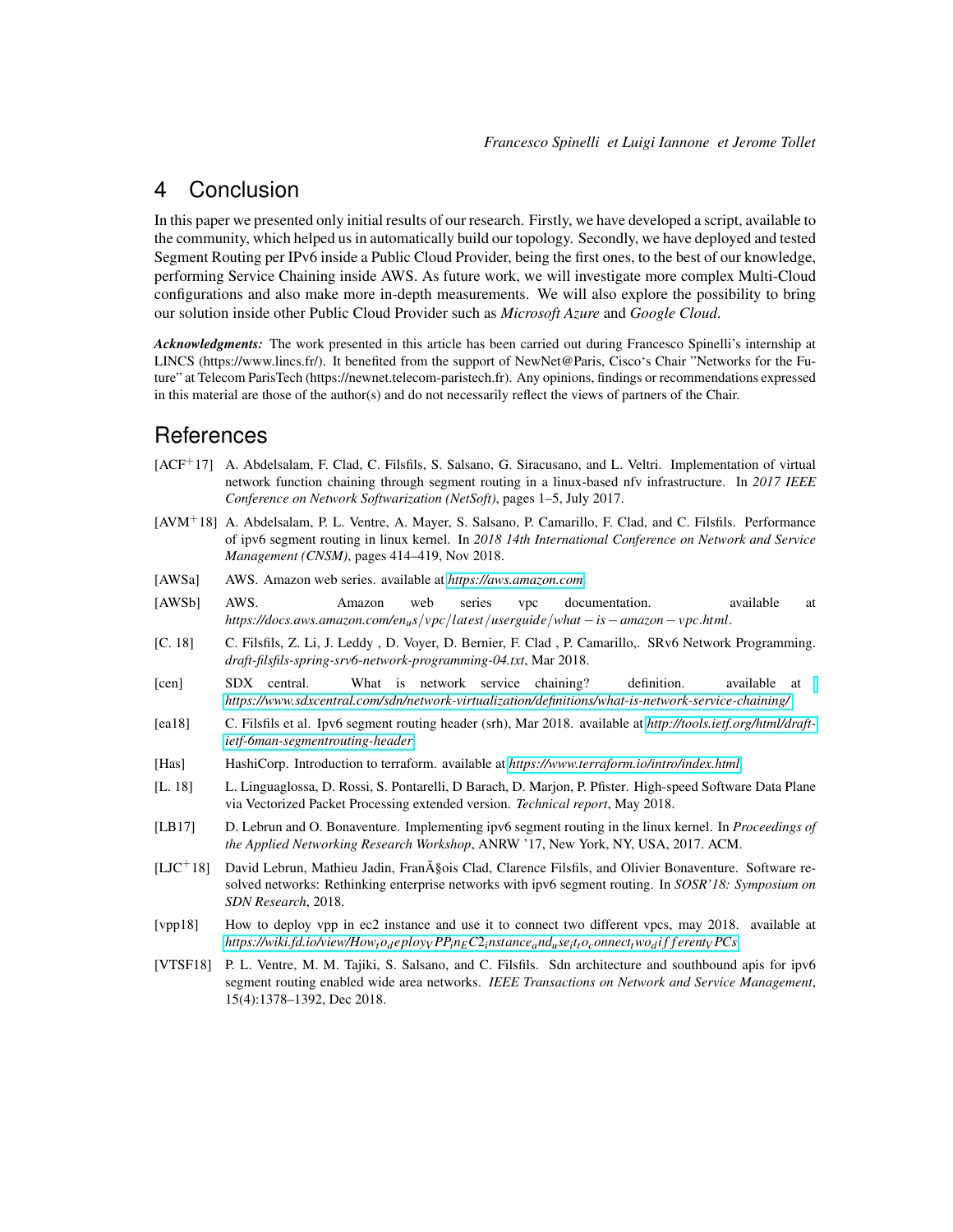## 4 Conclusion

In this paper we presented only initial results of our research. Firstly, we have developed a script, available to the community, which helped us in automatically build our topology. Secondly, we have deployed and tested Segment Routing per IPv6 inside a Public Cloud Provider, being the first ones, to the best of our knowledge, performing Service Chaining inside AWS. As future work, we will investigate more complex Multi-Cloud configurations and also make more in-depth measurements. We will also explore the possibility to bring our solution inside other Public Cloud Provider such as *Microsoft Azure* and *Google Cloud*.

***Acknowledgments:*** The work presented in this article has been carried out during Francesco Spinelli's internship at LINCS (https://www.lincs.fr/). It benefited from the support of NewNet@Paris, Cisco's Chair "Networks for the Future" at Telecom ParisTech (https://newnet.telecom-paristech.fr). Any opinions, findings or recommendations expressed in this material are those of the author(s) and do not necessarily reflect the views of partners of the Chair.

## References

[ACF+17] A. Abdelsalam, F. Clad, C. Filsfils, S. Salsano, G. Siracusano, and L. Veltri. Implementation of virtual network function chaining through segment routing in a linux-based nfv infrastructure. In *2017 IEEE Conference on Network Softwarization (NetSoft)*, pages 1–5, July 2017.

[AVM+18] A. Abdelsalam, P. L. Ventre, A. Mayer, S. Salsano, P. Camarillo, F. Clad, and C. Filsfils. Performance of ipv6 segment routing in linux kernel. In *2018 14th International Conference on Network and Service Management (CNSM)*, pages 414–419, Nov 2018.

[AWSa] AWS. Amazon web series. available at *https://aws.amazon.com*.

[AWSb] AWS. Amazon web series vpc documentation. available at *https://docs.aws.amazon.com/en_us/vpc/latest/userguide/what-is-amazon-vpc.html*.

[C. 18] C. Filsfils, Z. Li, J. Leddy , D. Voyer, D. Bernier, F. Clad , P. Camarillo,. SRv6 Network Programming. *draft-filsfils-spring-srv6-network-programming-04.txt*, Mar 2018.

[cen] SDX central. What is network service chaining? definition. available at *https://www.sdxcentral.com/sdn/network-virtualization/definitions/what-is-network-service-chaining/*.

[ea18] C. Filsfils et al. Ipv6 segment routing header (srh), Mar 2018. available at *http://tools.ietf.org/html/draft-ietf-6man-segmentrouting-header*.

[Has] HashiCorp. Introduction to terraform. available at *https://www.terraform.io/intro/index.html*.

[L. 18] L. Linguaglossa, D. Rossi, S. Pontarelli, D Barach, D. Marjon, P. Pfister. High-speed Software Data Plane via Vectorized Packet Processing extended version. *Technical report*, May 2018.

[LB17] D. Lebrun and O. Bonaventure. Implementing ipv6 segment routing in the linux kernel. In *Proceedings of the Applied Networking Research Workshop*, ANRW '17, New York, NY, USA, 2017. ACM.

[LJC+18] David Lebrun, Mathieu Jadin, FranÃ§ois Clad, Clarence Filsfils, and Olivier Bonaventure. Software resolved networks: Rethinking enterprise networks with ipv6 segment routing. In *SOSR'18: Symposium on SDN Research*, 2018.

[vpp18] How to deploy vpp in ec2 instance and use it to connect two different vpcs, may 2018. available at *https://wiki.fd.io/view/How_to_deploy_VPP_in_EC2_instance_and_use_it_to_connect_two_different_VPCs*.

[VTSF18] P. L. Ventre, M. M. Tajiki, S. Salsano, and C. Filsfils. Sdn architecture and southbound apis for ipv6 segment routing enabled wide area networks. *IEEE Transactions on Network and Service Management*, 15(4):1378–1392, Dec 2018.